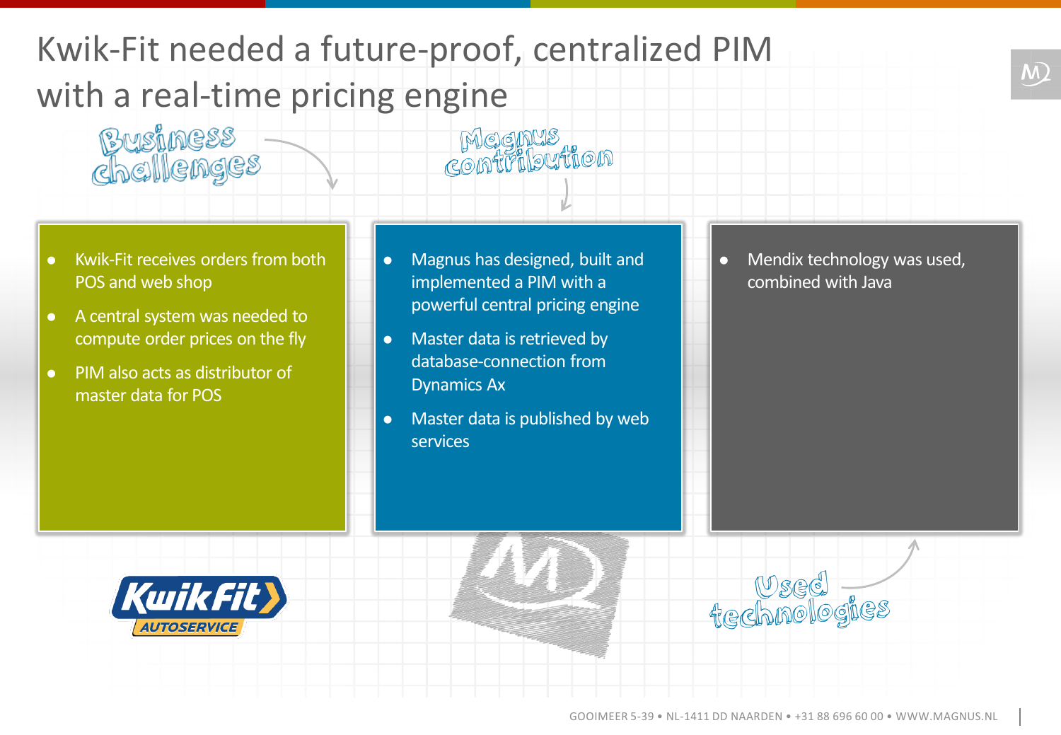# Kwik-Fit needed a future-proof, centralized PIM with a real-time pricing engine

## Business challenges

- Kwik-Fit receives orders from both POS and web shop
- A central system was needed to compute order prices on the fly
- PIM also acts as distributor of master data for POS

## Magnus contribution

- Magnus has designed, built and implemented a PIM with a powerful central pricing engine
- Master data is retrieved by database-connection from Dynamics Ax
- Master data is published by web services

## Used technologies

- Mendix technology was used, combined with Java

KwikFit AUTOSERVICE

GOOIMEER 5-39 • NL-1411 DD NAARDEN • +31 88 696 60 00 • WWW.MAGNUS.NL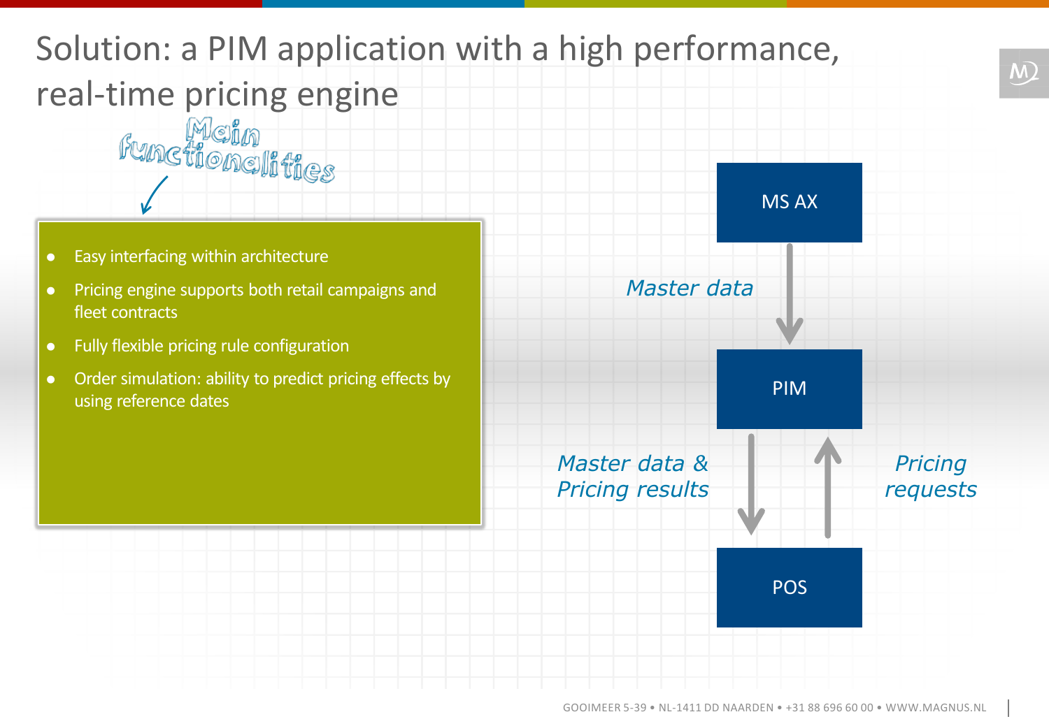# Solution: a PIM application with a high performance, real-time pricing engine

*Main functionalities*

- Easy interfacing within architecture
- Pricing engine supports both retail campaigns and fleet contracts
- Fully flexible pricing rule configuration
- Order simulation: ability to predict pricing effects by using reference dates

MS AX

*Master data*

PIM

*Master data & Pricing results*

*Pricing requests*

POS

GOOIMEER 5-39 • NL-1411 DD NAARDEN • +31 88 696 60 00 • WWW.MAGNUS.NL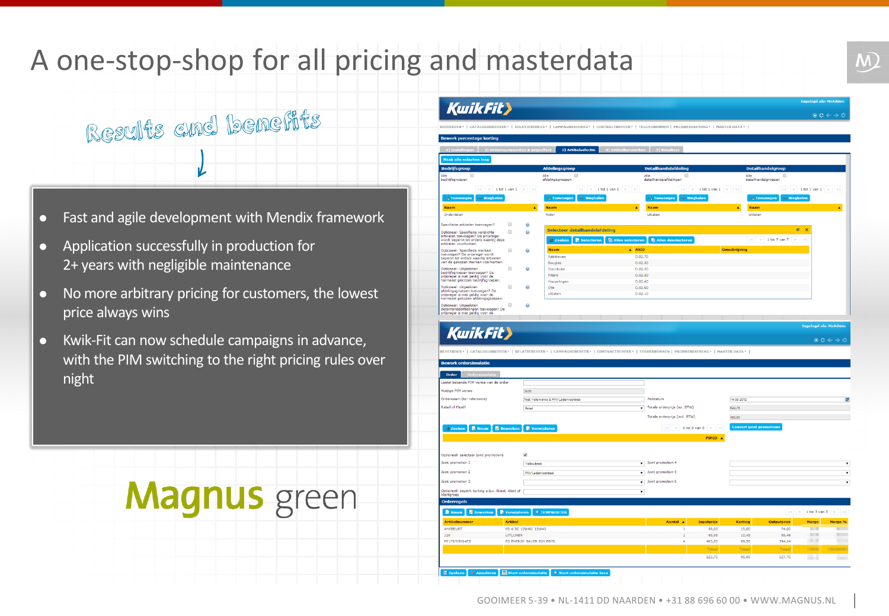# A one-stop-shop for all pricing and masterdata

Results and benefits

- Fast and agile development with Mendix framework
- Application successfully in production for 2+ years with negligible maintenance
- No more arbitrary pricing for customers, the lowest price always wins
- Kwik-Fit can now schedule campaigns in advance, with the PIM switching to the right pricing rules over night

Magnus green